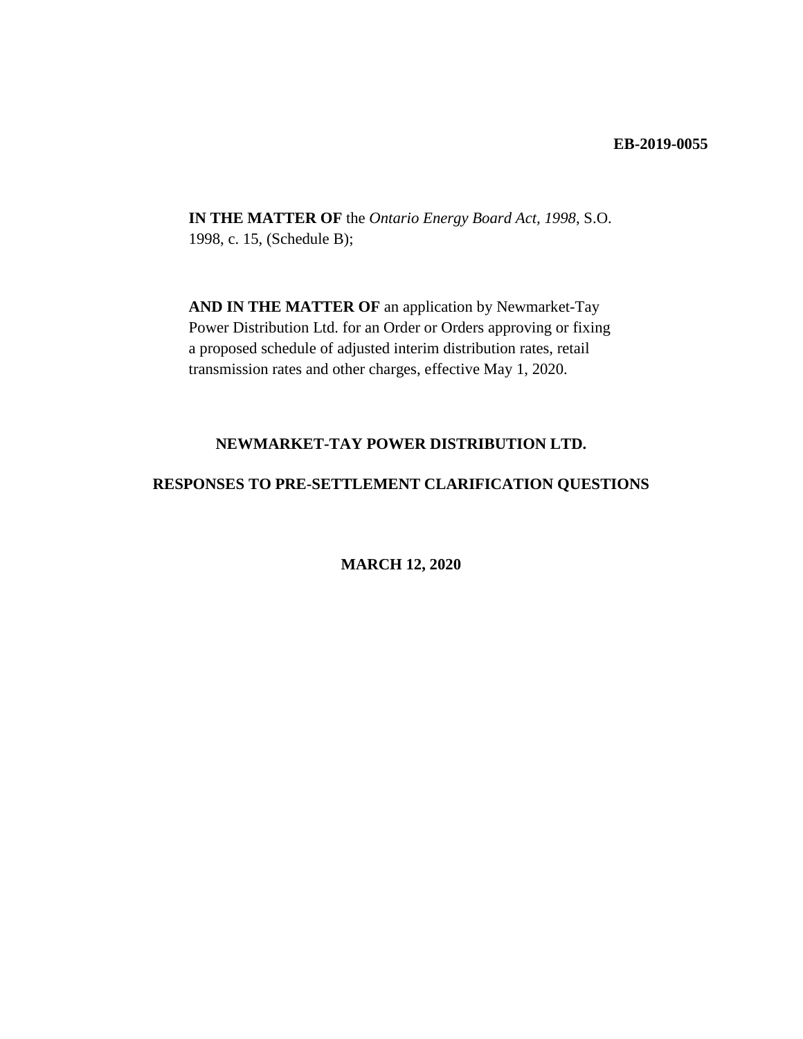**EB-2019-0055**

**IN THE MATTER OF** the *Ontario Energy Board Act, 1998*, S.O. 1998, c. 15, (Schedule B);

**AND IN THE MATTER OF** an application by Newmarket-Tay Power Distribution Ltd. for an Order or Orders approving or fixing a proposed schedule of adjusted interim distribution rates, retail transmission rates and other charges, effective May 1, 2020.

**NEWMARKET-TAY POWER DISTRIBUTION LTD.**

**RESPONSES TO PRE-SETTLEMENT CLARIFICATION QUESTIONS**

**MARCH 12, 2020**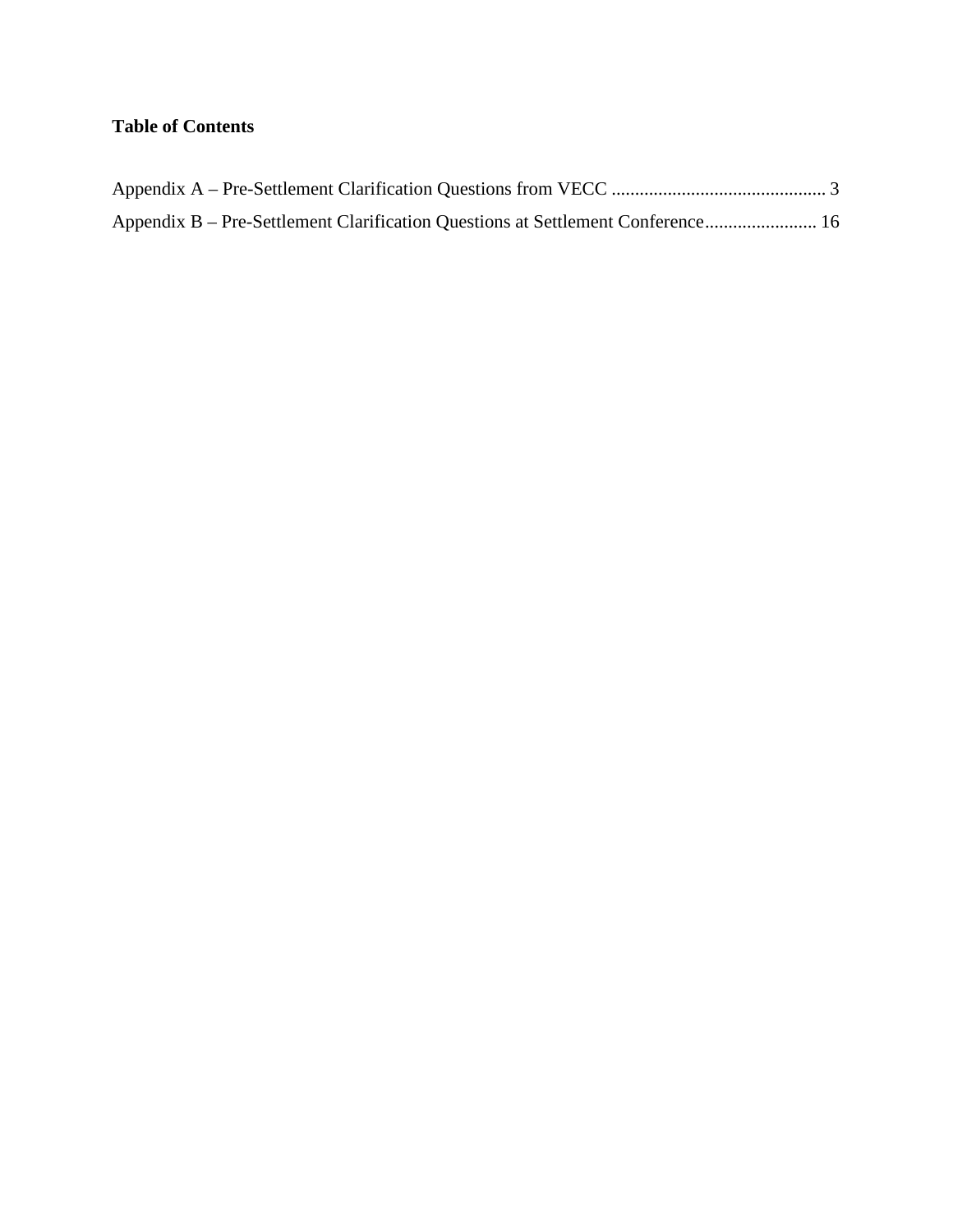**Table of Contents**

Appendix A – Pre-Settlement Clarification Questions from VECC ............................................. 3

Appendix B – Pre-Settlement Clarification Questions at Settlement Conference........................ 16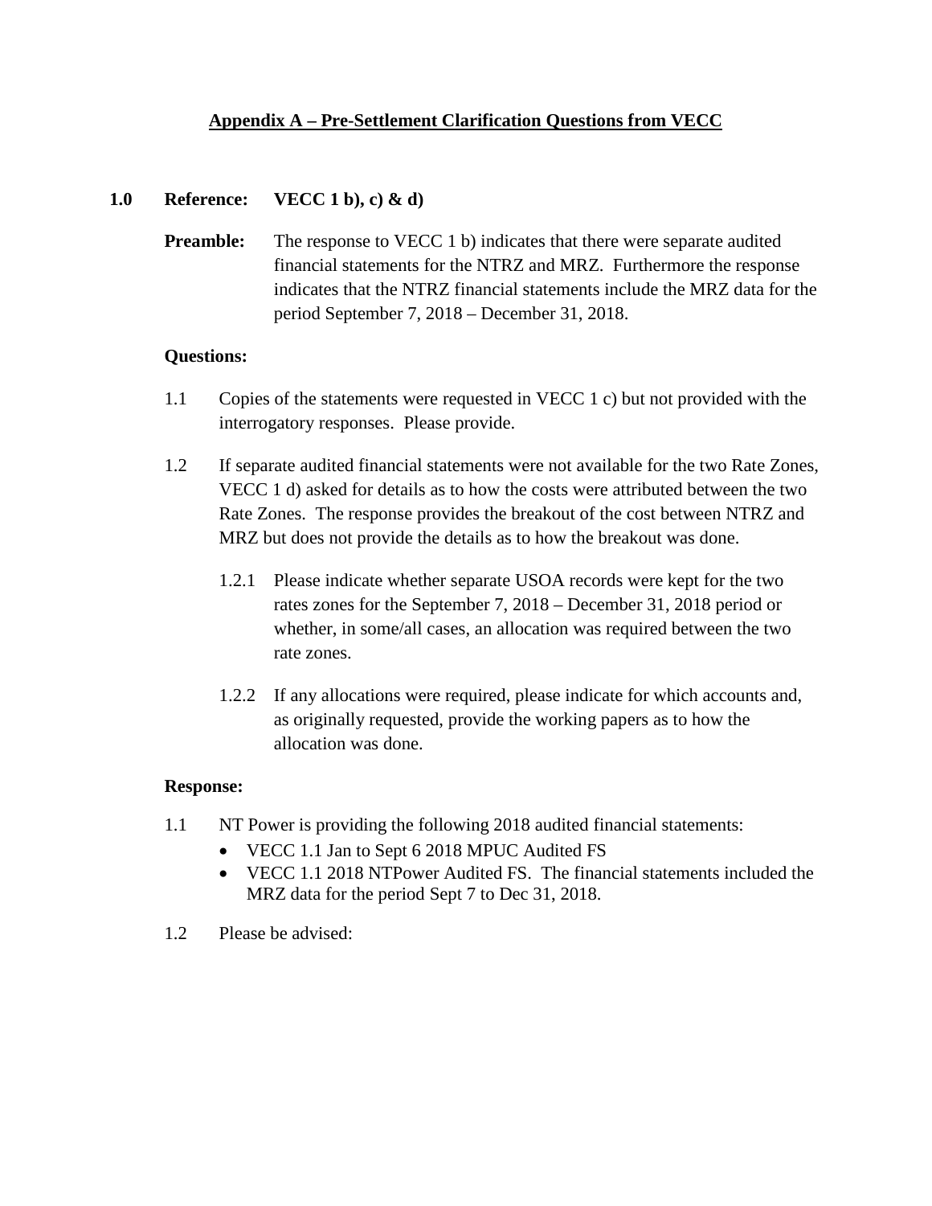## Appendix A – Pre-Settlement Clarification Questions from VECC

**1.0 Reference: VECC 1 b), c) & d)**

**Preamble:** The response to VECC 1 b) indicates that there were separate audited financial statements for the NTRZ and MRZ. Furthermore the response indicates that the NTRZ financial statements include the MRZ data for the period September 7, 2018 – December 31, 2018.

**Questions:**

1.1 Copies of the statements were requested in VECC 1 c) but not provided with the interrogatory responses. Please provide.

1.2 If separate audited financial statements were not available for the two Rate Zones, VECC 1 d) asked for details as to how the costs were attributed between the two Rate Zones. The response provides the breakout of the cost between NTRZ and MRZ but does not provide the details as to how the breakout was done.

1.2.1 Please indicate whether separate USOA records were kept for the two rates zones for the September 7, 2018 – December 31, 2018 period or whether, in some/all cases, an allocation was required between the two rate zones.

1.2.2 If any allocations were required, please indicate for which accounts and, as originally requested, provide the working papers as to how the allocation was done.

**Response:**

1.1 NT Power is providing the following 2018 audited financial statements:

- VECC 1.1 Jan to Sept 6 2018 MPUC Audited FS
- VECC 1.1 2018 NTPower Audited FS. The financial statements included the MRZ data for the period Sept 7 to Dec 31, 2018.

1.2 Please be advised: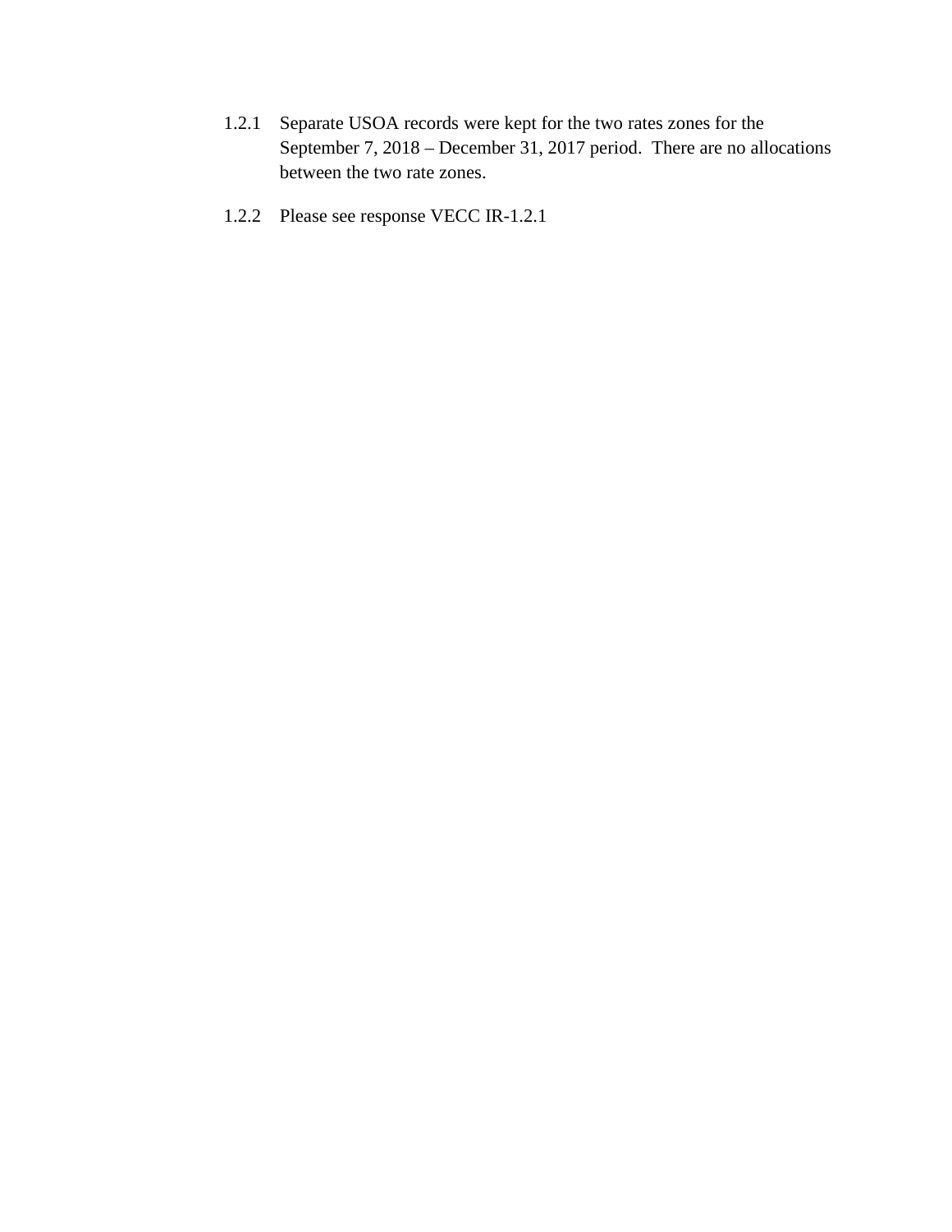1.2.1 Separate USOA records were kept for the two rates zones for the September 7, 2018 – December 31, 2017 period. There are no allocations between the two rate zones.

1.2.2 Please see response VECC IR-1.2.1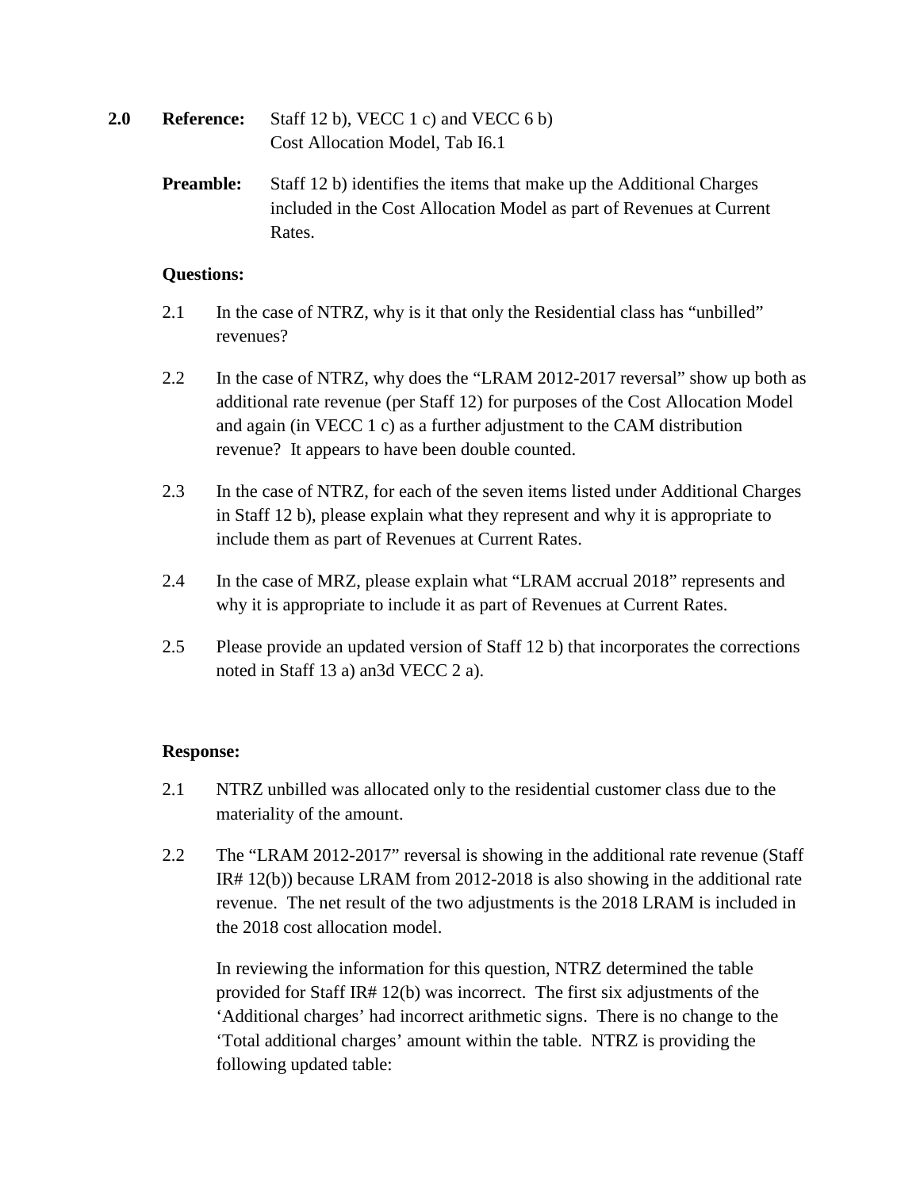**2.0 Reference:** Staff 12 b), VECC 1 c) and VECC 6 b)
Cost Allocation Model, Tab I6.1

**Preamble:** Staff 12 b) identifies the items that make up the Additional Charges included in the Cost Allocation Model as part of Revenues at Current Rates.

**Questions:**

2.1 In the case of NTRZ, why is it that only the Residential class has "unbilled" revenues?

2.2 In the case of NTRZ, why does the "LRAM 2012-2017 reversal" show up both as additional rate revenue (per Staff 12) for purposes of the Cost Allocation Model and again (in VECC 1 c) as a further adjustment to the CAM distribution revenue? It appears to have been double counted.

2.3 In the case of NTRZ, for each of the seven items listed under Additional Charges in Staff 12 b), please explain what they represent and why it is appropriate to include them as part of Revenues at Current Rates.

2.4 In the case of MRZ, please explain what "LRAM accrual 2018" represents and why it is appropriate to include it as part of Revenues at Current Rates.

2.5 Please provide an updated version of Staff 12 b) that incorporates the corrections noted in Staff 13 a) an3d VECC 2 a).

**Response:**

2.1 NTRZ unbilled was allocated only to the residential customer class due to the materiality of the amount.

2.2 The "LRAM 2012-2017" reversal is showing in the additional rate revenue (Staff IR# 12(b)) because LRAM from 2012-2018 is also showing in the additional rate revenue. The net result of the two adjustments is the 2018 LRAM is included in the 2018 cost allocation model.

In reviewing the information for this question, NTRZ determined the table provided for Staff IR# 12(b) was incorrect. The first six adjustments of the 'Additional charges' had incorrect arithmetic signs. There is no change to the 'Total additional charges' amount within the table. NTRZ is providing the following updated table: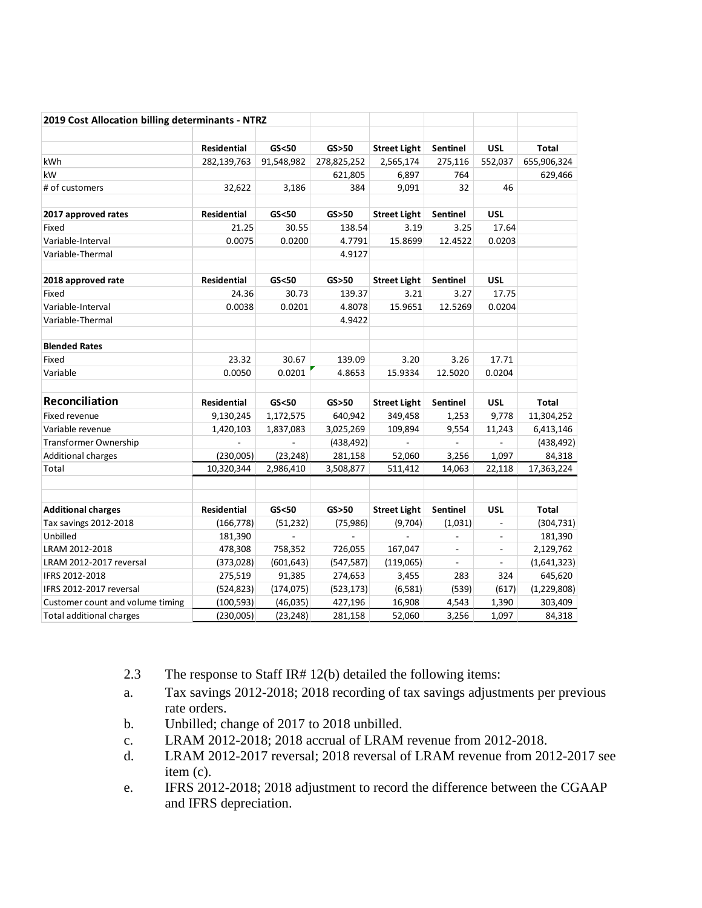| 2019 Cost Allocation billing determinants - NTRZ | | | | | | | |
|---|---|---|---|---|---|---|---|
| | **Residential** | **GS<50** | **GS>50** | **Street Light** | **Sentinel** | **USL** | **Total** |
| kWh | 282,139,763 | 91,548,982 | 278,825,252 | 2,565,174 | 275,116 | 552,037 | 655,906,324 |
| kW | | | 621,805 | 6,897 | 764 | | 629,466 |
| # of customers | 32,622 | 3,186 | 384 | 9,091 | 32 | 46 | |
| | | | | | | | |
| **2017 approved rates** | **Residential** | **GS<50** | **GS>50** | **Street Light** | **Sentinel** | **USL** | |
| Fixed | 21.25 | 30.55 | 138.54 | 3.19 | 3.25 | 17.64 | |
| Variable-Interval | 0.0075 | 0.0200 | 4.7791 | 15.8699 | 12.4522 | 0.0203 | |
| Variable-Thermal | | | 4.9127 | | | | |
| | | | | | | | |
| **2018 approved rate** | **Residential** | **GS<50** | **GS>50** | **Street Light** | **Sentinel** | **USL** | |
| Fixed | 24.36 | 30.73 | 139.37 | 3.21 | 3.27 | 17.75 | |
| Variable-Interval | 0.0038 | 0.0201 | 4.8078 | 15.9651 | 12.5269 | 0.0204 | |
| Variable-Thermal | | | 4.9422 | | | | |
| | | | | | | | |
| **Blended Rates** | | | | | | | |
| Fixed | 23.32 | 30.67 | 139.09 | 3.20 | 3.26 | 17.71 | |
| Variable | 0.0050 | 0.0201 | 4.8653 | 15.9334 | 12.5020 | 0.0204 | |
| | | | | | | | |
| **Reconciliation** | **Residential** | **GS<50** | **GS>50** | **Street Light** | **Sentinel** | **USL** | **Total** |
| Fixed revenue | 9,130,245 | 1,172,575 | 640,942 | 349,458 | 1,253 | 9,778 | 11,304,252 |
| Variable revenue | 1,420,103 | 1,837,083 | 3,025,269 | 109,894 | 9,554 | 11,243 | 6,413,146 |
| Transformer Ownership | - | - | (438,492) | - | - | - | (438,492) |
| Additional charges | (230,005) | (23,248) | 281,158 | 52,060 | 3,256 | 1,097 | 84,318 |
| Total | 10,320,344 | 2,986,410 | 3,508,877 | 511,412 | 14,063 | 22,118 | 17,363,224 |
| | | | | | | | |
| **Additional charges** | **Residential** | **GS<50** | **GS>50** | **Street Light** | **Sentinel** | **USL** | **Total** |
| Tax savings 2012-2018 | (166,778) | (51,232) | (75,986) | (9,704) | (1,031) | - | (304,731) |
| Unbilled | 181,390 | - | - | - | - | - | 181,390 |
| LRAM 2012-2018 | 478,308 | 758,352 | 726,055 | 167,047 | - | - | 2,129,762 |
| LRAM 2012-2017 reversal | (373,028) | (601,643) | (547,587) | (119,065) | - | - | (1,641,323) |
| IFRS 2012-2018 | 275,519 | 91,385 | 274,653 | 3,455 | 283 | 324 | 645,620 |
| IFRS 2012-2017 reversal | (524,823) | (174,075) | (523,173) | (6,581) | (539) | (617) | (1,229,808) |
| Customer count and volume timing | (100,593) | (46,035) | 427,196 | 16,908 | 4,543 | 1,390 | 303,409 |
| Total additional charges | (230,005) | (23,248) | 281,158 | 52,060 | 3,256 | 1,097 | 84,318 |

2.3 The response to Staff IR# 12(b) detailed the following items:

a. Tax savings 2012-2018; 2018 recording of tax savings adjustments per previous rate orders.

b. Unbilled; change of 2017 to 2018 unbilled.

c. LRAM 2012-2018; 2018 accrual of LRAM revenue from 2012-2018.

d. LRAM 2012-2017 reversal; 2018 reversal of LRAM revenue from 2012-2017 see item (c).

e. IFRS 2012-2018; 2018 adjustment to record the difference between the CGAAP and IFRS depreciation.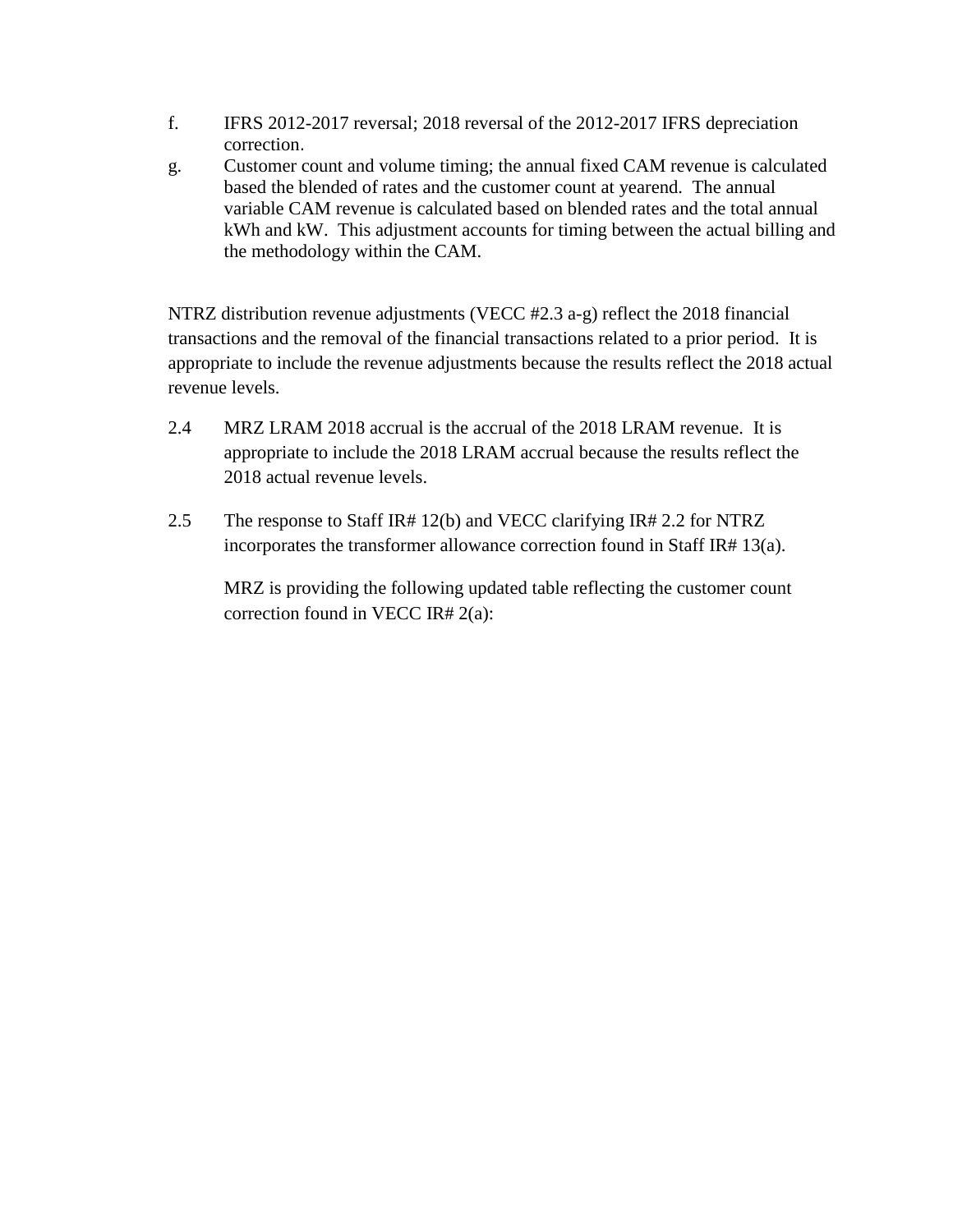f. IFRS 2012-2017 reversal; 2018 reversal of the 2012-2017 IFRS depreciation correction.

g. Customer count and volume timing; the annual fixed CAM revenue is calculated based the blended of rates and the customer count at yearend. The annual variable CAM revenue is calculated based on blended rates and the total annual kWh and kW. This adjustment accounts for timing between the actual billing and the methodology within the CAM.

NTRZ distribution revenue adjustments (VECC #2.3 a-g) reflect the 2018 financial transactions and the removal of the financial transactions related to a prior period. It is appropriate to include the revenue adjustments because the results reflect the 2018 actual revenue levels.

2.4 MRZ LRAM 2018 accrual is the accrual of the 2018 LRAM revenue. It is appropriate to include the 2018 LRAM accrual because the results reflect the 2018 actual revenue levels.

2.5 The response to Staff IR# 12(b) and VECC clarifying IR# 2.2 for NTRZ incorporates the transformer allowance correction found in Staff IR# 13(a).

MRZ is providing the following updated table reflecting the customer count correction found in VECC IR# 2(a):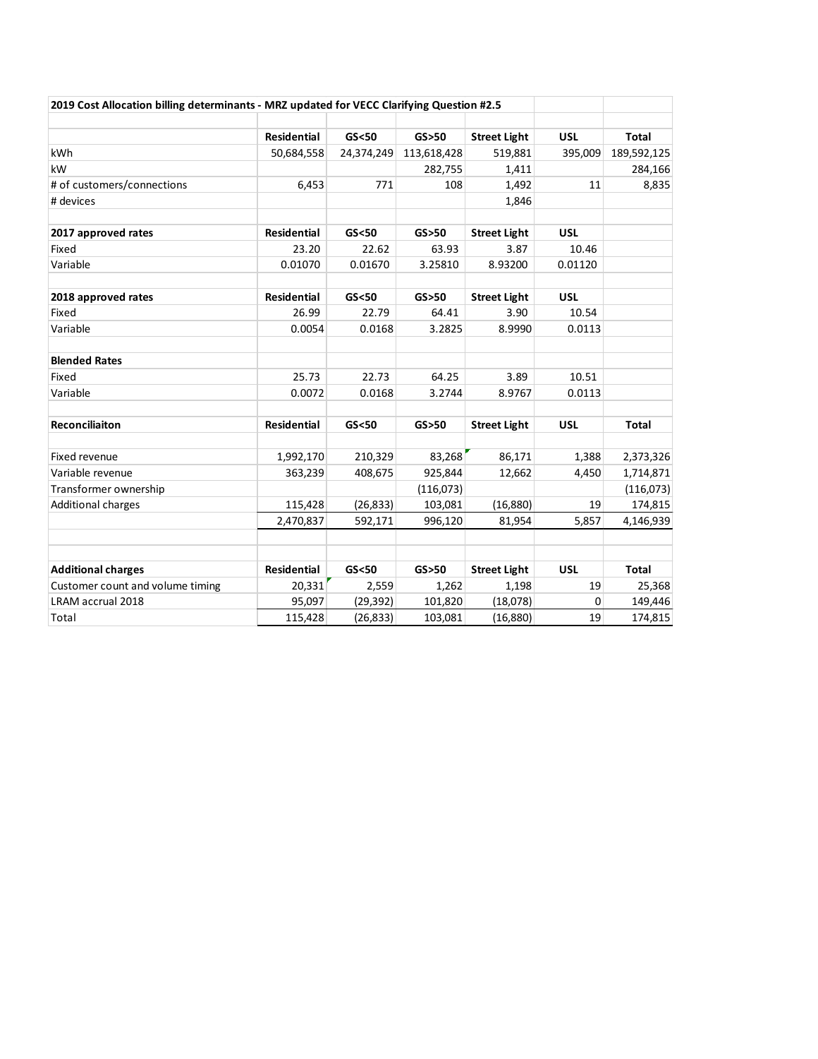**2019 Cost Allocation billing determinants - MRZ updated for VECC Clarifying Question #2.5**

| | Residential | GS<50 | GS>50 | Street Light | USL | Total |
|---|---|---|---|---|---|---|
| kWh | 50,684,558 | 24,374,249 | 113,618,428 | 519,881 | 395,009 | 189,592,125 |
| kW | | | 282,755 | 1,411 | | 284,166 |
| # of customers/connections | 6,453 | 771 | 108 | 1,492 | 11 | 8,835 |
| # devices | | | | 1,846 | | |
| | | | | | | |
| **2017 approved rates** | **Residential** | **GS<50** | **GS>50** | **Street Light** | **USL** | |
| Fixed | 23.20 | 22.62 | 63.93 | 3.87 | 10.46 | |
| Variable | 0.01070 | 0.01670 | 3.25810 | 8.93200 | 0.01120 | |
| | | | | | | |
| **2018 approved rates** | **Residential** | **GS<50** | **GS>50** | **Street Light** | **USL** | |
| Fixed | 26.99 | 22.79 | 64.41 | 3.90 | 10.54 | |
| Variable | 0.0054 | 0.0168 | 3.2825 | 8.9990 | 0.0113 | |
| | | | | | | |
| **Blended Rates** | | | | | | |
| Fixed | 25.73 | 22.73 | 64.25 | 3.89 | 10.51 | |
| Variable | 0.0072 | 0.0168 | 3.2744 | 8.9767 | 0.0113 | |
| | | | | | | |
| **Reconciliaiton** | **Residential** | **GS<50** | **GS>50** | **Street Light** | **USL** | **Total** |
| | | | | | | |
| Fixed revenue | 1,992,170 | 210,329 | 83,268 | 86,171 | 1,388 | 2,373,326 |
| Variable revenue | 363,239 | 408,675 | 925,844 | 12,662 | 4,450 | 1,714,871 |
| Transformer ownership | | | (116,073) | | | (116,073) |
| Additional charges | 115,428 | (26,833) | 103,081 | (16,880) | 19 | 174,815 |
| | 2,470,837 | 592,171 | 996,120 | 81,954 | 5,857 | 4,146,939 |
| | | | | | | |
| **Additional charges** | **Residential** | **GS<50** | **GS>50** | **Street Light** | **USL** | **Total** |
| Customer count and volume timing | 20,331 | 2,559 | 1,262 | 1,198 | 19 | 25,368 |
| LRAM accrual 2018 | 95,097 | (29,392) | 101,820 | (18,078) | 0 | 149,446 |
| Total | 115,428 | (26,833) | 103,081 | (16,880) | 19 | 174,815 |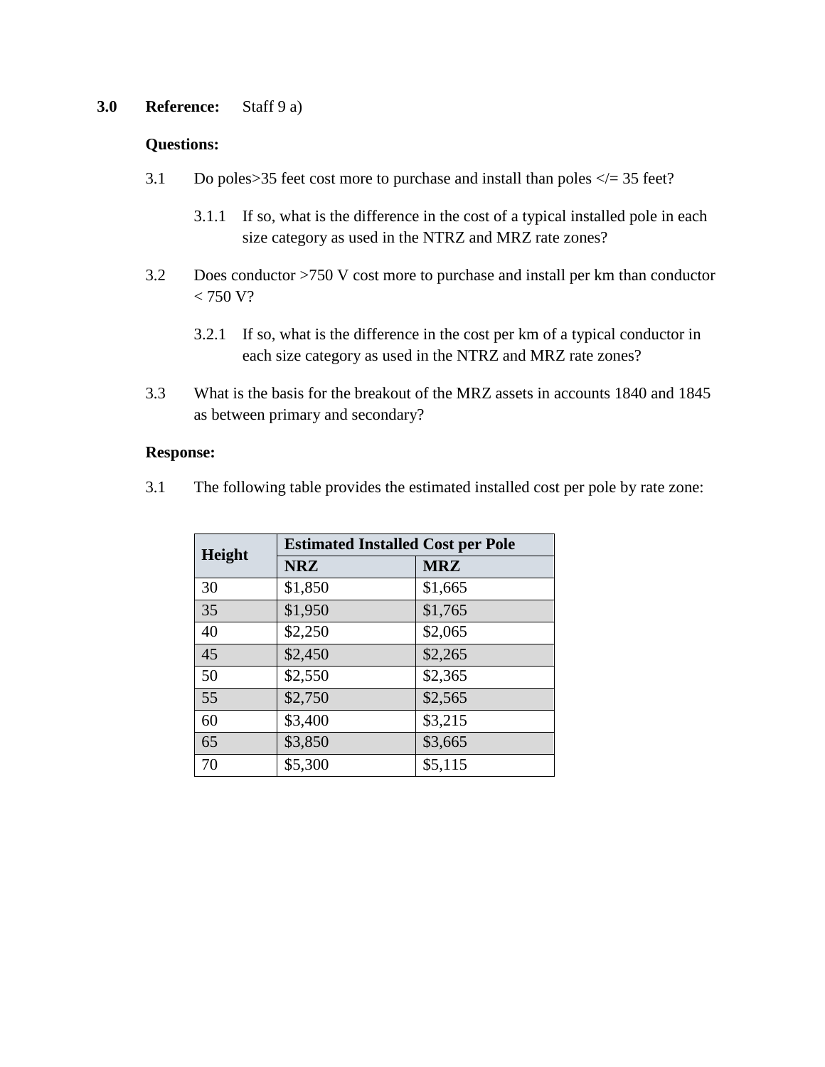**3.0 Reference:** Staff 9 a)

**Questions:**

3.1 Do poles>35 feet cost more to purchase and install than poles </= 35 feet?

3.1.1 If so, what is the difference in the cost of a typical installed pole in each size category as used in the NTRZ and MRZ rate zones?

3.2 Does conductor >750 V cost more to purchase and install per km than conductor < 750 V?

3.2.1 If so, what is the difference in the cost per km of a typical conductor in each size category as used in the NTRZ and MRZ rate zones?

3.3 What is the basis for the breakout of the MRZ assets in accounts 1840 and 1845 as between primary and secondary?

**Response:**

3.1 The following table provides the estimated installed cost per pole by rate zone:

| Height | Estimated Installed Cost per Pole | |
|---|---|---|
| | **NRZ** | **MRZ** |
| 30 | $1,850 | $1,665 |
| 35 | $1,950 | $1,765 |
| 40 | $2,250 | $2,065 |
| 45 | $2,450 | $2,265 |
| 50 | $2,550 | $2,365 |
| 55 | $2,750 | $2,565 |
| 60 | $3,400 | $3,215 |
| 65 | $3,850 | $3,665 |
| 70 | $5,300 | $5,115 |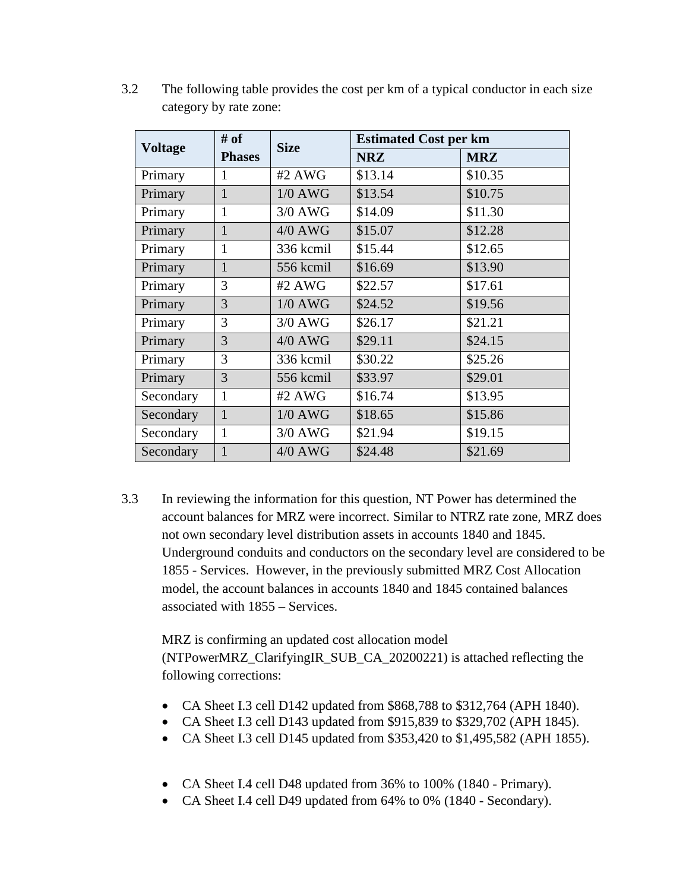3.2 The following table provides the cost per km of a typical conductor in each size category by rate zone:

| Voltage | # of Phases | Size | Estimated Cost per km | |
|---|---|---|---|---|
| | | | NRZ | MRZ |
| Primary | 1 | #2 AWG | $13.14 | $10.35 |
| Primary | 1 | 1/0 AWG | $13.54 | $10.75 |
| Primary | 1 | 3/0 AWG | $14.09 | $11.30 |
| Primary | 1 | 4/0 AWG | $15.07 | $12.28 |
| Primary | 1 | 336 kcmil | $15.44 | $12.65 |
| Primary | 1 | 556 kcmil | $16.69 | $13.90 |
| Primary | 3 | #2 AWG | $22.57 | $17.61 |
| Primary | 3 | 1/0 AWG | $24.52 | $19.56 |
| Primary | 3 | 3/0 AWG | $26.17 | $21.21 |
| Primary | 3 | 4/0 AWG | $29.11 | $24.15 |
| Primary | 3 | 336 kcmil | $30.22 | $25.26 |
| Primary | 3 | 556 kcmil | $33.97 | $29.01 |
| Secondary | 1 | #2 AWG | $16.74 | $13.95 |
| Secondary | 1 | 1/0 AWG | $18.65 | $15.86 |
| Secondary | 1 | 3/0 AWG | $21.94 | $19.15 |
| Secondary | 1 | 4/0 AWG | $24.48 | $21.69 |

3.3 In reviewing the information for this question, NT Power has determined the account balances for MRZ were incorrect. Similar to NTRZ rate zone, MRZ does not own secondary level distribution assets in accounts 1840 and 1845. Underground conduits and conductors on the secondary level are considered to be 1855 - Services. However, in the previously submitted MRZ Cost Allocation model, the account balances in accounts 1840 and 1845 contained balances associated with 1855 – Services.

MRZ is confirming an updated cost allocation model (NTPowerMRZ_ClarifyingIR_SUB_CA_20200221) is attached reflecting the following corrections:

- CA Sheet I.3 cell D142 updated from $868,788 to $312,764 (APH 1840).
- CA Sheet I.3 cell D143 updated from $915,839 to $329,702 (APH 1845).
- CA Sheet I.3 cell D145 updated from $353,420 to $1,495,582 (APH 1855).

- CA Sheet I.4 cell D48 updated from 36% to 100% (1840 - Primary).
- CA Sheet I.4 cell D49 updated from 64% to 0% (1840 - Secondary).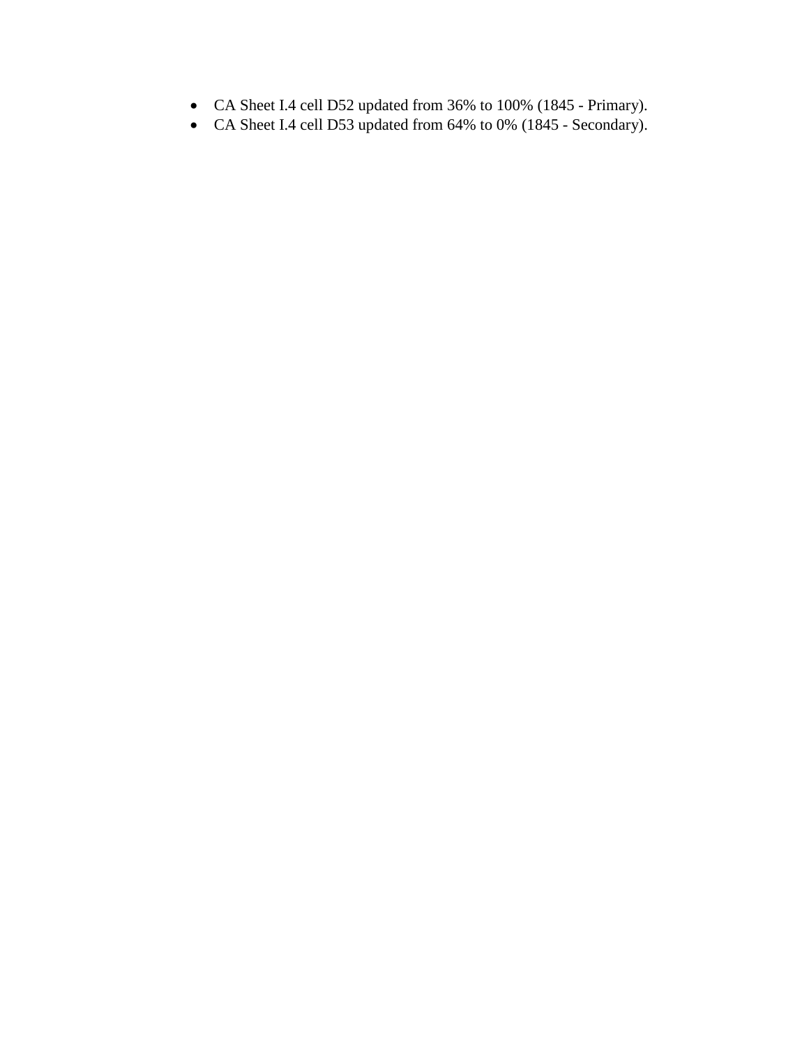- CA Sheet I.4 cell D52 updated from 36% to 100% (1845 - Primary).
- CA Sheet I.4 cell D53 updated from 64% to 0% (1845 - Secondary).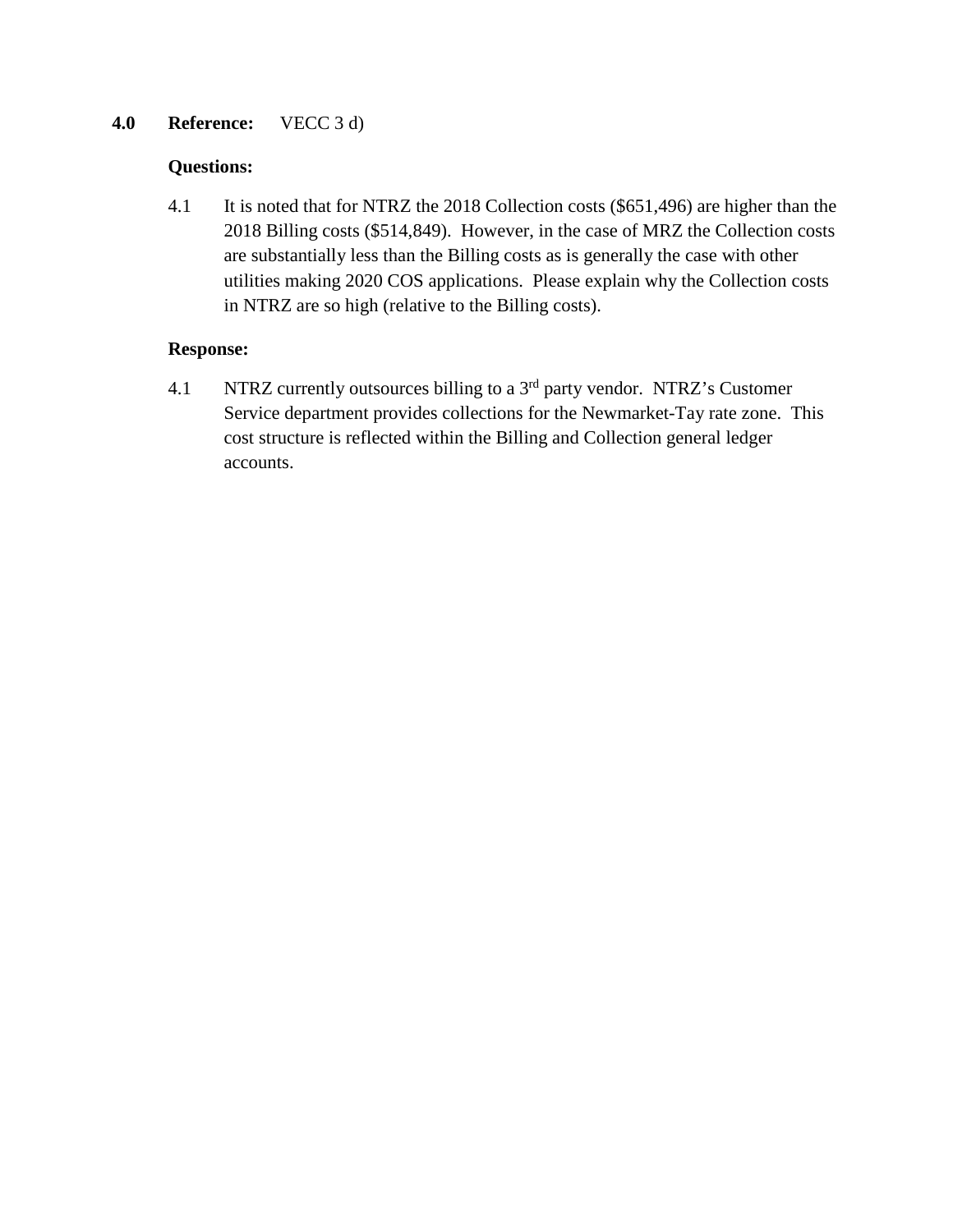**4.0 Reference:** VECC 3 d)

**Questions:**

4.1 It is noted that for NTRZ the 2018 Collection costs ($651,496) are higher than the 2018 Billing costs ($514,849). However, in the case of MRZ the Collection costs are substantially less than the Billing costs as is generally the case with other utilities making 2020 COS applications. Please explain why the Collection costs in NTRZ are so high (relative to the Billing costs).

**Response:**

4.1 NTRZ currently outsources billing to a 3rd party vendor. NTRZ's Customer Service department provides collections for the Newmarket-Tay rate zone. This cost structure is reflected within the Billing and Collection general ledger accounts.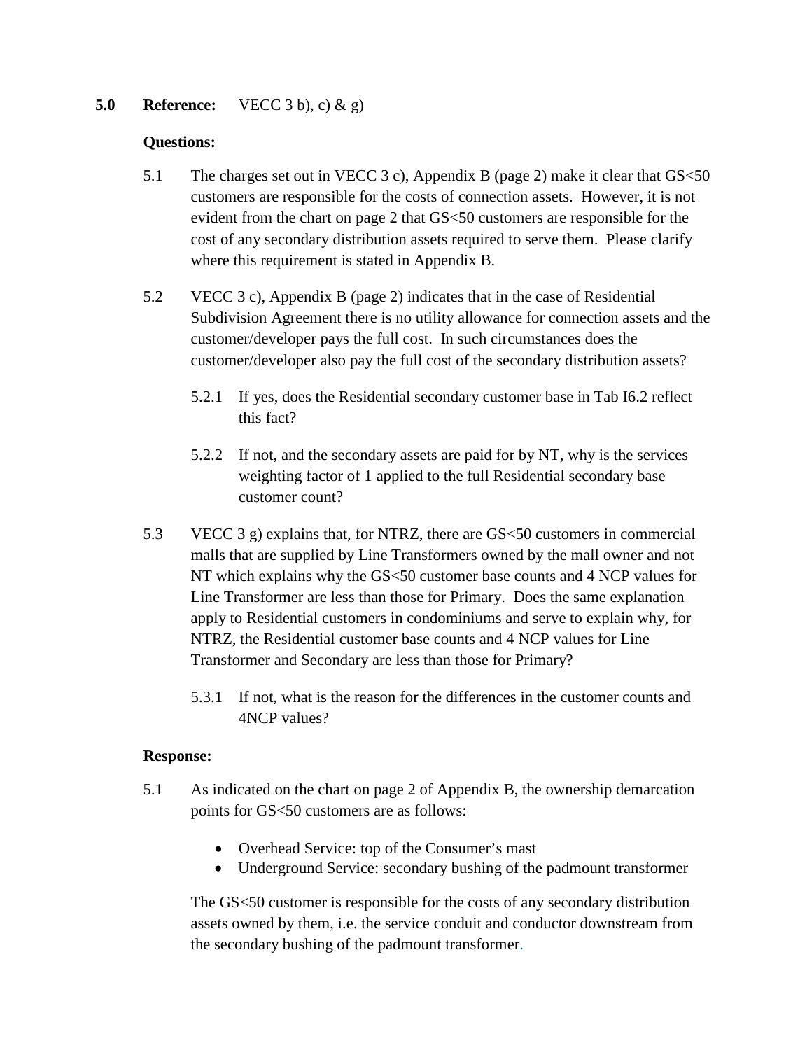**5.0 Reference:** VECC 3 b), c) & g)

**Questions:**

5.1 The charges set out in VECC 3 c), Appendix B (page 2) make it clear that GS<50 customers are responsible for the costs of connection assets. However, it is not evident from the chart on page 2 that GS<50 customers are responsible for the cost of any secondary distribution assets required to serve them. Please clarify where this requirement is stated in Appendix B.

5.2 VECC 3 c), Appendix B (page 2) indicates that in the case of Residential Subdivision Agreement there is no utility allowance for connection assets and the customer/developer pays the full cost. In such circumstances does the customer/developer also pay the full cost of the secondary distribution assets?

5.2.1 If yes, does the Residential secondary customer base in Tab I6.2 reflect this fact?

5.2.2 If not, and the secondary assets are paid for by NT, why is the services weighting factor of 1 applied to the full Residential secondary base customer count?

5.3 VECC 3 g) explains that, for NTRZ, there are GS<50 customers in commercial malls that are supplied by Line Transformers owned by the mall owner and not NT which explains why the GS<50 customer base counts and 4 NCP values for Line Transformer are less than those for Primary. Does the same explanation apply to Residential customers in condominiums and serve to explain why, for NTRZ, the Residential customer base counts and 4 NCP values for Line Transformer and Secondary are less than those for Primary?

5.3.1 If not, what is the reason for the differences in the customer counts and 4NCP values?

**Response:**

5.1 As indicated on the chart on page 2 of Appendix B, the ownership demarcation points for GS<50 customers are as follows:

- Overhead Service: top of the Consumer's mast
- Underground Service: secondary bushing of the padmount transformer

The GS<50 customer is responsible for the costs of any secondary distribution assets owned by them, i.e. the service conduit and conductor downstream from the secondary bushing of the padmount transformer.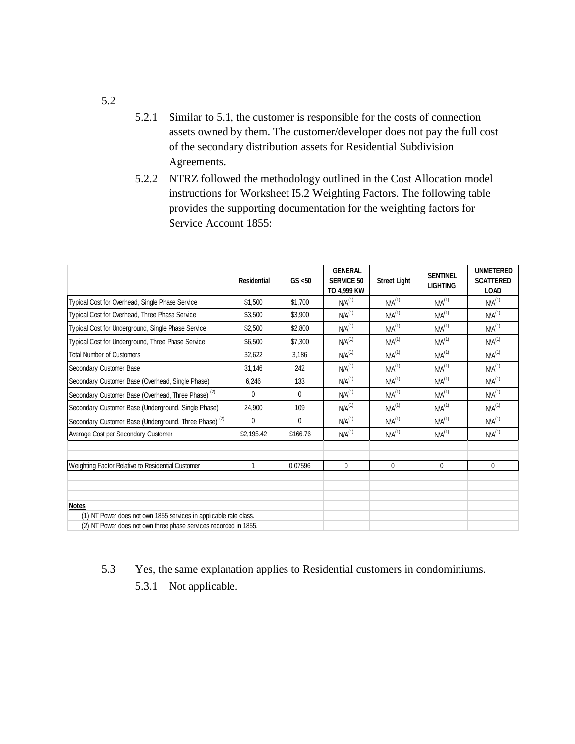5.2

5.2.1 Similar to 5.1, the customer is responsible for the costs of connection assets owned by them. The customer/developer does not pay the full cost of the secondary distribution assets for Residential Subdivision Agreements.

5.2.2 NTRZ followed the methodology outlined in the Cost Allocation model instructions for Worksheet I5.2 Weighting Factors. The following table provides the supporting documentation for the weighting factors for Service Account 1855:

| | Residential | GS <50 | GENERAL SERVICE 50 TO 4,999 KW | Street Light | SENTINEL LIGHTING | UNMETERED SCATTERED LOAD |
|---|---|---|---|---|---|---|
| Typical Cost for Overhead, Single Phase Service | $1,500 | $1,700 | N/A(1) | N/A(1) | N/A(1) | N/A(1) |
| Typical Cost for Overhead, Three Phase Service | $3,500 | $3,900 | N/A(1) | N/A(1) | N/A(1) | N/A(1) |
| Typical Cost for Underground, Single Phase Service | $2,500 | $2,800 | N/A(1) | N/A(1) | N/A(1) | N/A(1) |
| Typical Cost for Underground, Three Phase Service | $6,500 | $7,300 | N/A(1) | N/A(1) | N/A(1) | N/A(1) |
| Total Number of Customers | 32,622 | 3,186 | N/A(1) | N/A(1) | N/A(1) | N/A(1) |
| Secondary Customer Base | 31,146 | 242 | N/A(1) | N/A(1) | N/A(1) | N/A(1) |
| Secondary Customer Base (Overhead, Single Phase) | 6,246 | 133 | N/A(1) | N/A(1) | N/A(1) | N/A(1) |
| Secondary Customer Base (Overhead, Three Phase) (2) | 0 | 0 | N/A(1) | N/A(1) | N/A(1) | N/A(1) |
| Secondary Customer Base (Underground, Single Phase) | 24,900 | 109 | N/A(1) | N/A(1) | N/A(1) | N/A(1) |
| Secondary Customer Base (Underground, Three Phase) (2) | 0 | 0 | N/A(1) | N/A(1) | N/A(1) | N/A(1) |
| Average Cost per Secondary Customer | $2,195.42 | $166.76 | N/A(1) | N/A(1) | N/A(1) | N/A(1) |
| | | | | | | |
| Weighting Factor Relative to Residential Customer | 1 | 0.07596 | 0 | 0 | 0 | 0 |

**Notes**

(1) NT Power does not own 1855 services in applicable rate class.

(2) NT Power does not own three phase services recorded in 1855.

5.3 Yes, the same explanation applies to Residential customers in condominiums.

5.3.1 Not applicable.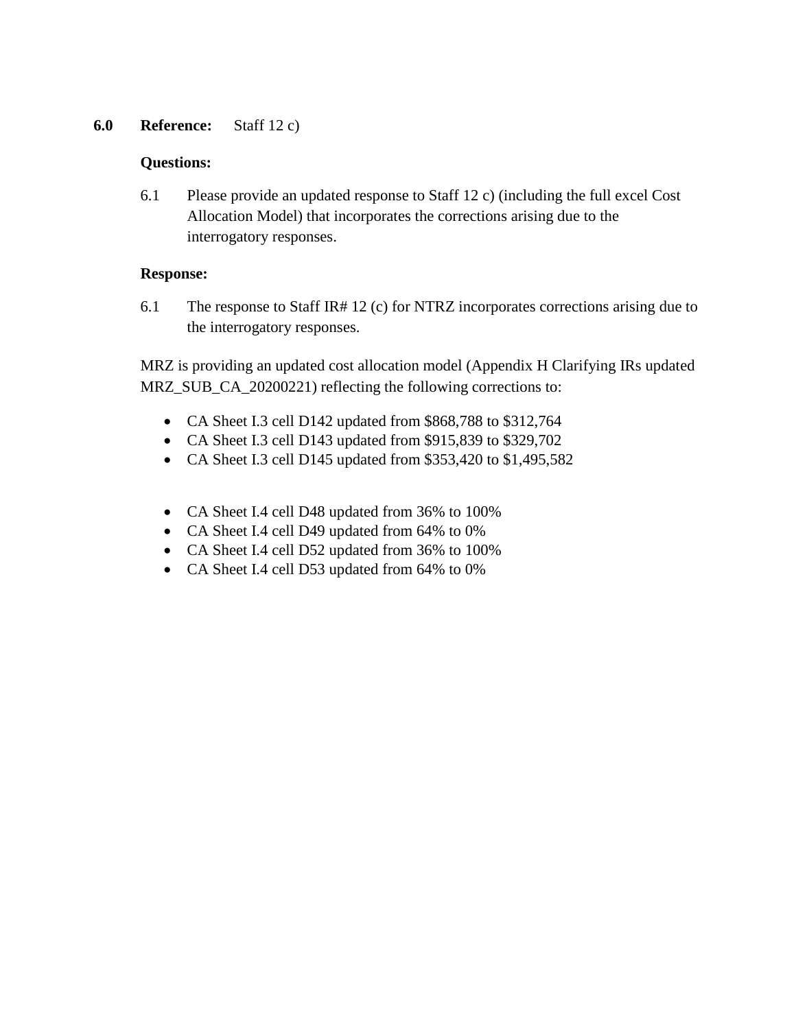**6.0 Reference:** Staff 12 c)

**Questions:**

6.1 Please provide an updated response to Staff 12 c) (including the full excel Cost Allocation Model) that incorporates the corrections arising due to the interrogatory responses.

**Response:**

6.1 The response to Staff IR# 12 (c) for NTRZ incorporates corrections arising due to the interrogatory responses.

MRZ is providing an updated cost allocation model (Appendix H Clarifying IRs updated MRZ_SUB_CA_20200221) reflecting the following corrections to:

- CA Sheet I.3 cell D142 updated from $868,788 to $312,764
- CA Sheet I.3 cell D143 updated from $915,839 to $329,702
- CA Sheet I.3 cell D145 updated from $353,420 to $1,495,582

- CA Sheet I.4 cell D48 updated from 36% to 100%
- CA Sheet I.4 cell D49 updated from 64% to 0%
- CA Sheet I.4 cell D52 updated from 36% to 100%
- CA Sheet I.4 cell D53 updated from 64% to 0%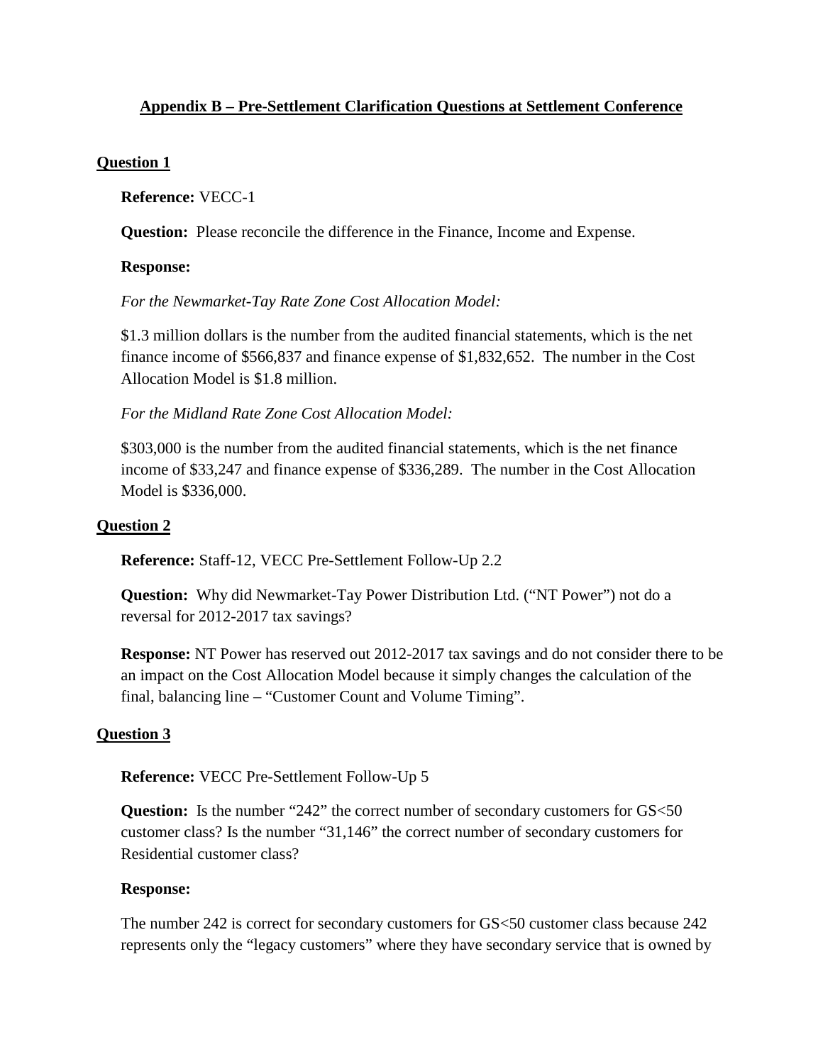## Appendix B – Pre-Settlement Clarification Questions at Settlement Conference

### Question 1

**Reference:** VECC-1

**Question:** Please reconcile the difference in the Finance, Income and Expense.

**Response:**

*For the Newmarket-Tay Rate Zone Cost Allocation Model:*

$1.3 million dollars is the number from the audited financial statements, which is the net finance income of $566,837 and finance expense of $1,832,652. The number in the Cost Allocation Model is $1.8 million.

*For the Midland Rate Zone Cost Allocation Model:*

$303,000 is the number from the audited financial statements, which is the net finance income of $33,247 and finance expense of $336,289. The number in the Cost Allocation Model is $336,000.

### Question 2

**Reference:** Staff-12, VECC Pre-Settlement Follow-Up 2.2

**Question:** Why did Newmarket-Tay Power Distribution Ltd. ("NT Power") not do a reversal for 2012-2017 tax savings?

**Response:** NT Power has reserved out 2012-2017 tax savings and do not consider there to be an impact on the Cost Allocation Model because it simply changes the calculation of the final, balancing line – "Customer Count and Volume Timing".

### Question 3

**Reference:** VECC Pre-Settlement Follow-Up 5

**Question:** Is the number "242" the correct number of secondary customers for GS<50 customer class? Is the number "31,146" the correct number of secondary customers for Residential customer class?

**Response:**

The number 242 is correct for secondary customers for GS<50 customer class because 242 represents only the "legacy customers" where they have secondary service that is owned by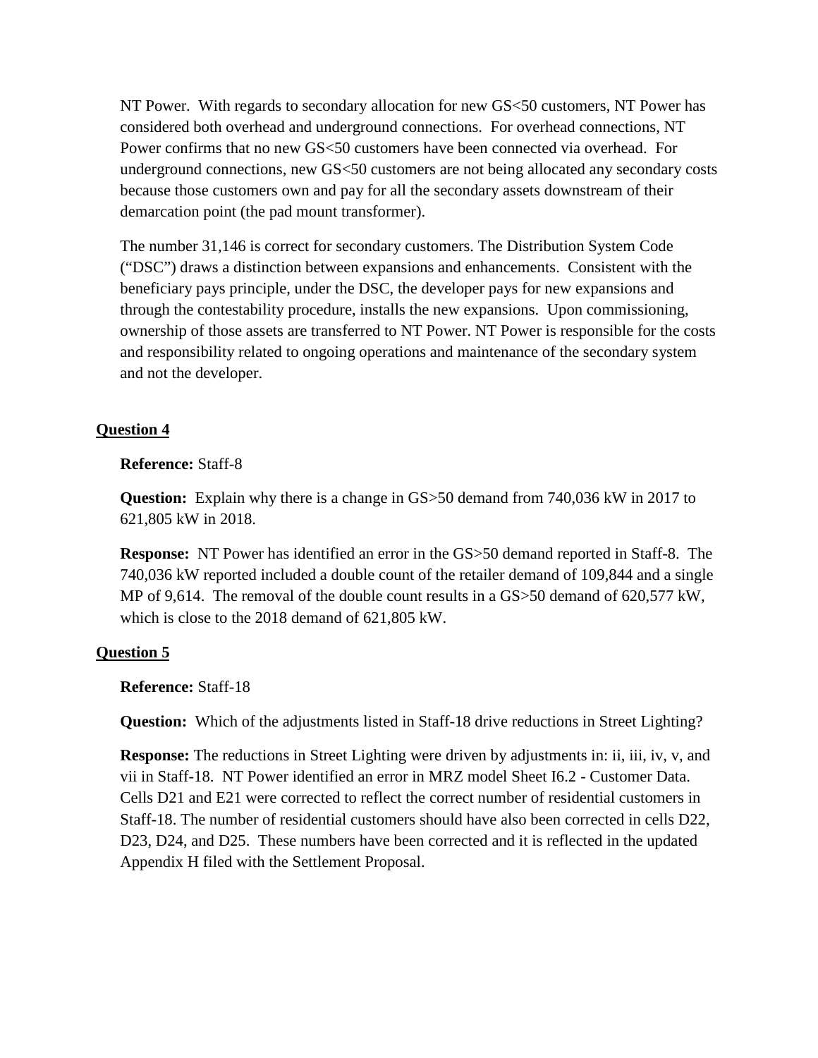NT Power. With regards to secondary allocation for new GS<50 customers, NT Power has considered both overhead and underground connections. For overhead connections, NT Power confirms that no new GS<50 customers have been connected via overhead. For underground connections, new GS<50 customers are not being allocated any secondary costs because those customers own and pay for all the secondary assets downstream of their demarcation point (the pad mount transformer).

The number 31,146 is correct for secondary customers. The Distribution System Code ("DSC") draws a distinction between expansions and enhancements. Consistent with the beneficiary pays principle, under the DSC, the developer pays for new expansions and through the contestability procedure, installs the new expansions. Upon commissioning, ownership of those assets are transferred to NT Power. NT Power is responsible for the costs and responsibility related to ongoing operations and maintenance of the secondary system and not the developer.

## Question 4

**Reference:** Staff-8

**Question:** Explain why there is a change in GS>50 demand from 740,036 kW in 2017 to 621,805 kW in 2018.

**Response:** NT Power has identified an error in the GS>50 demand reported in Staff-8. The 740,036 kW reported included a double count of the retailer demand of 109,844 and a single MP of 9,614. The removal of the double count results in a GS>50 demand of 620,577 kW, which is close to the 2018 demand of 621,805 kW.

## Question 5

**Reference:** Staff-18

**Question:** Which of the adjustments listed in Staff-18 drive reductions in Street Lighting?

**Response:** The reductions in Street Lighting were driven by adjustments in: ii, iii, iv, v, and vii in Staff-18. NT Power identified an error in MRZ model Sheet I6.2 - Customer Data. Cells D21 and E21 were corrected to reflect the correct number of residential customers in Staff-18. The number of residential customers should have also been corrected in cells D22, D23, D24, and D25. These numbers have been corrected and it is reflected in the updated Appendix H filed with the Settlement Proposal.